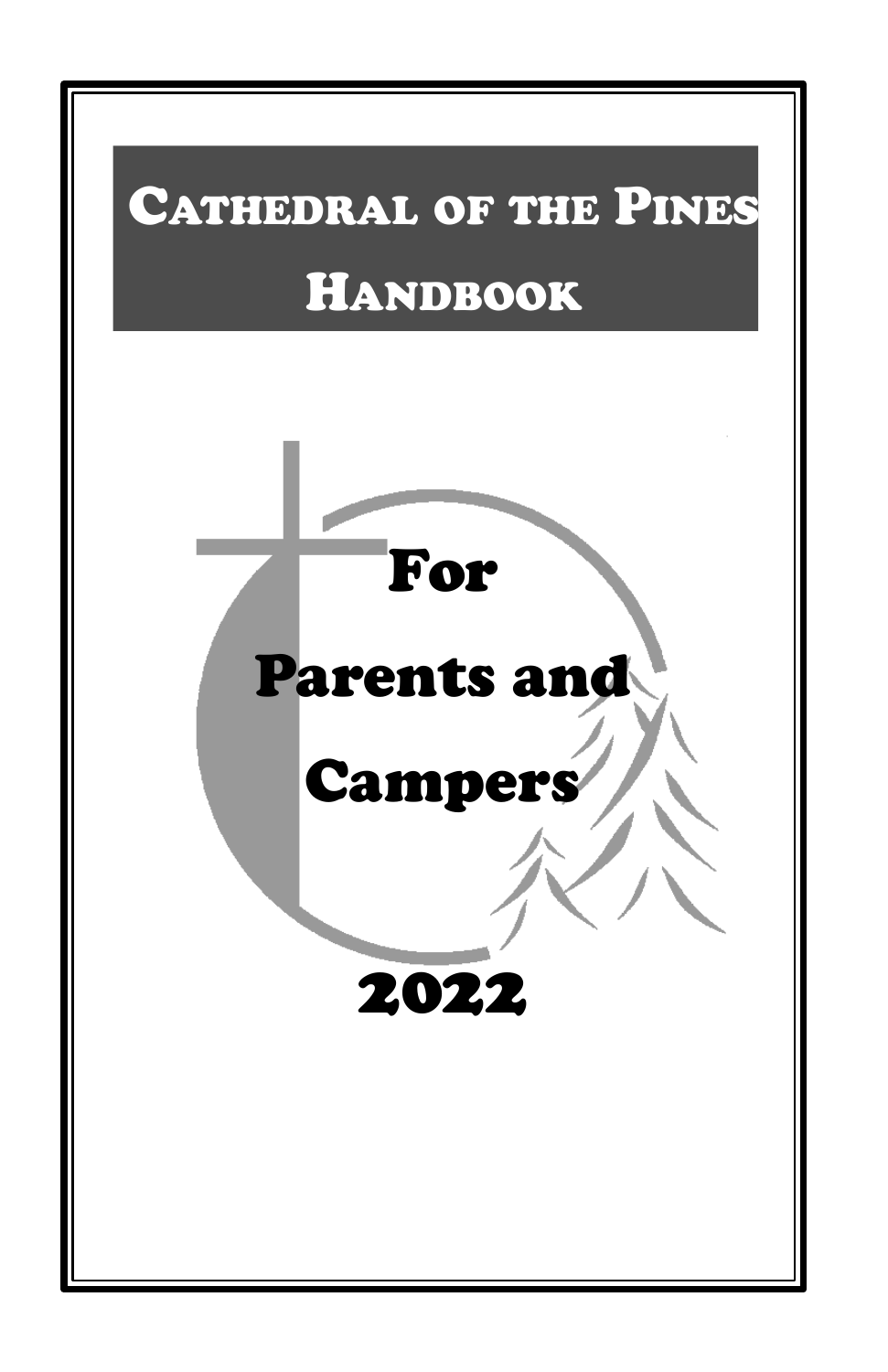# Cathedral of the Pines Handbook

## For Parents and Campers

## 2022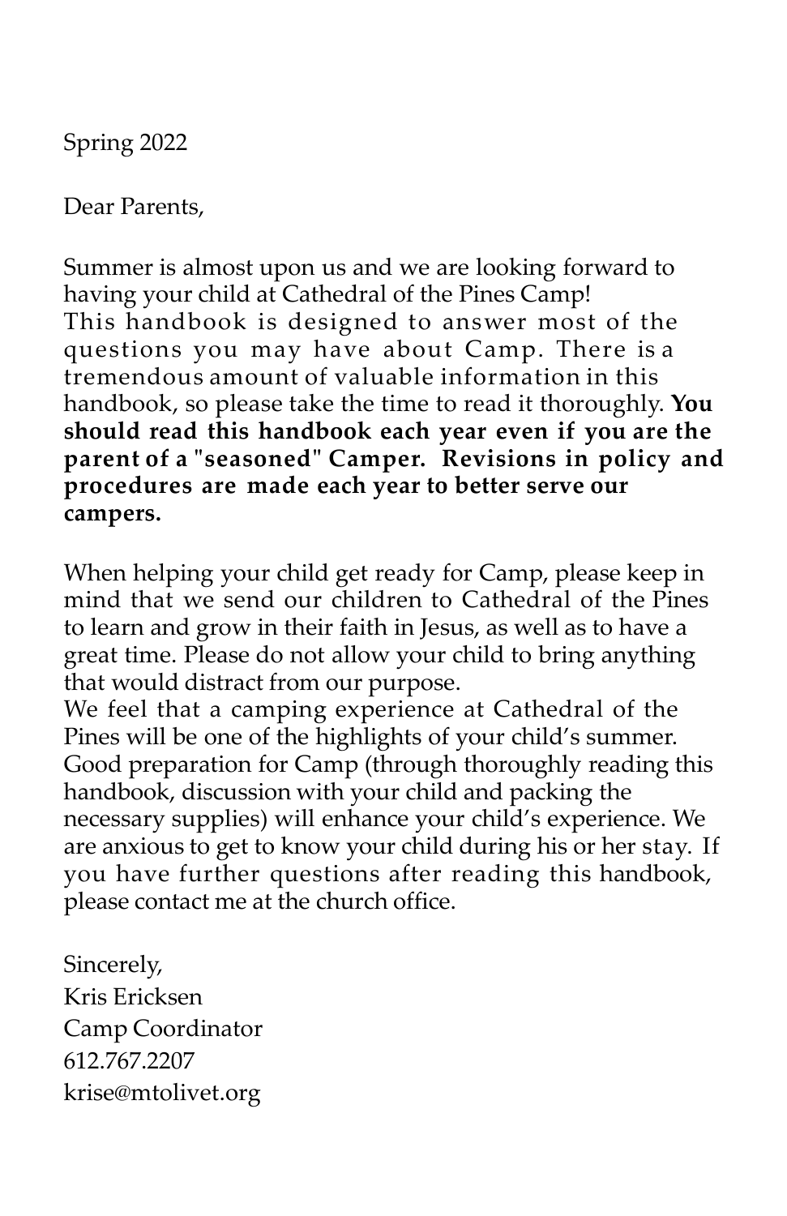Spring 2022

Dear Parents,

Summer is almost upon us and we are looking forward to having your child at Cathedral of the Pines Camp! This handbook is designed to answer most of the questions you may have about Camp. There is a tremendous amount of valuable information in this handbook, so please take the time to read it thoroughly. **You should read this handbook each year even if you are the parent of a "seasoned" Camper. Revisions in policy and procedures are made each year to better serve our campers.**

When helping your child get ready for Camp, please keep in mind that we send our children to Cathedral of the Pines to learn and grow in their faith in Jesus, as well as to have a great time. Please do not allow your child to bring anything that would distract from our purpose.
We feel that a camping experience at Cathedral of the Pines will be one of the highlights of your child's summer. Good preparation for Camp (through thoroughly reading this handbook, discussion with your child and packing the necessary supplies) will enhance your child's experience. We are anxious to get to know your child during his or her stay. If you have further questions after reading this handbook, please contact me at the church office.

Sincerely,
Kris Ericksen
Camp Coordinator
612.767.2207
krise@mtolivet.org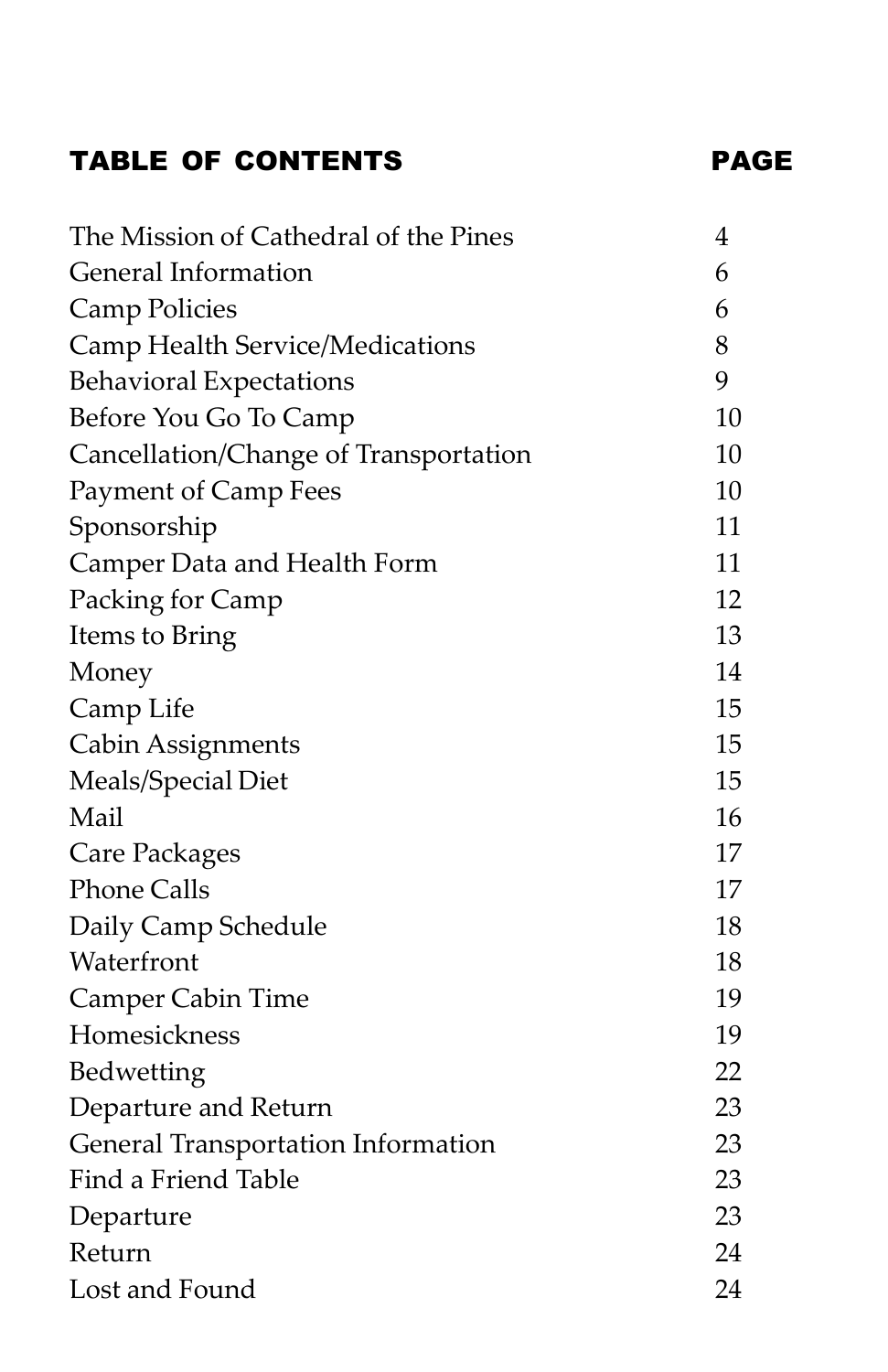| TABLE OF CONTENTS | PAGE |
| --- | --- |
| The Mission of Cathedral of the Pines | 4 |
| General Information | 6 |
| Camp Policies | 6 |
| Camp Health Service/Medications | 8 |
| Behavioral Expectations | 9 |
| Before You Go To Camp | 10 |
| Cancellation/Change of Transportation | 10 |
| Payment of Camp Fees | 10 |
| Sponsorship | 11 |
| Camper Data and Health Form | 11 |
| Packing for Camp | 12 |
| Items to Bring | 13 |
| Money | 14 |
| Camp Life | 15 |
| Cabin Assignments | 15 |
| Meals/Special Diet | 15 |
| Mail | 16 |
| Care Packages | 17 |
| Phone Calls | 17 |
| Daily Camp Schedule | 18 |
| Waterfront | 18 |
| Camper Cabin Time | 19 |
| Homesickness | 19 |
| Bedwetting | 22 |
| Departure and Return | 23 |
| General Transportation Information | 23 |
| Find a Friend Table | 23 |
| Departure | 23 |
| Return | 24 |
| Lost and Found | 24 |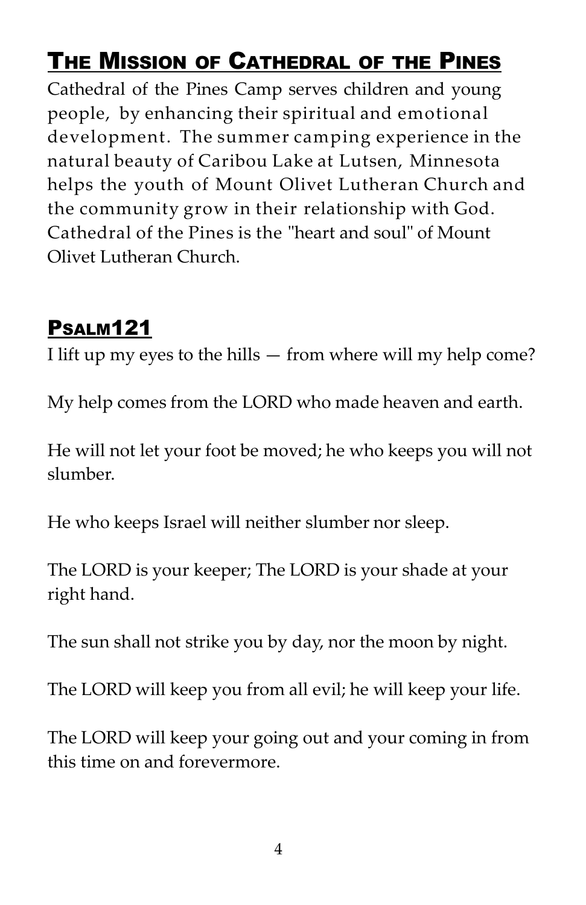## The Mission of Cathedral of the Pines

Cathedral of the Pines Camp serves children and young people, by enhancing their spiritual and emotional development. The summer camping experience in the natural beauty of Caribou Lake at Lutsen, Minnesota helps the youth of Mount Olivet Lutheran Church and the community grow in their relationship with God. Cathedral of the Pines is the "heart and soul" of Mount Olivet Lutheran Church.

## Psalm121

I lift up my eyes to the hills — from where will my help come?

My help comes from the LORD who made heaven and earth.

He will not let your foot be moved; he who keeps you will not slumber.

He who keeps Israel will neither slumber nor sleep.

The LORD is your keeper; The LORD is your shade at your right hand.

The sun shall not strike you by day, nor the moon by night.

The LORD will keep you from all evil; he will keep your life.

The LORD will keep your going out and your coming in from this time on and forevermore.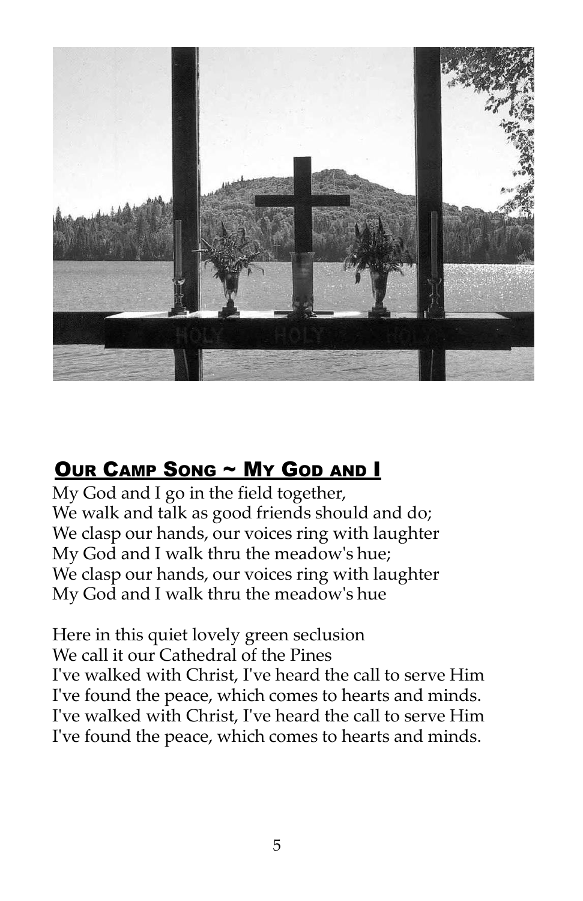## <u>Our Camp Song ~ My God and I</u>

My God and I go in the field together,
We walk and talk as good friends should and do;
We clasp our hands, our voices ring with laughter
My God and I walk thru the meadow's hue;
We clasp our hands, our voices ring with laughter
My God and I walk thru the meadow's hue

Here in this quiet lovely green seclusion
We call it our Cathedral of the Pines
I've walked with Christ, I've heard the call to serve Him
I've found the peace, which comes to hearts and minds.
I've walked with Christ, I've heard the call to serve Him
I've found the peace, which comes to hearts and minds.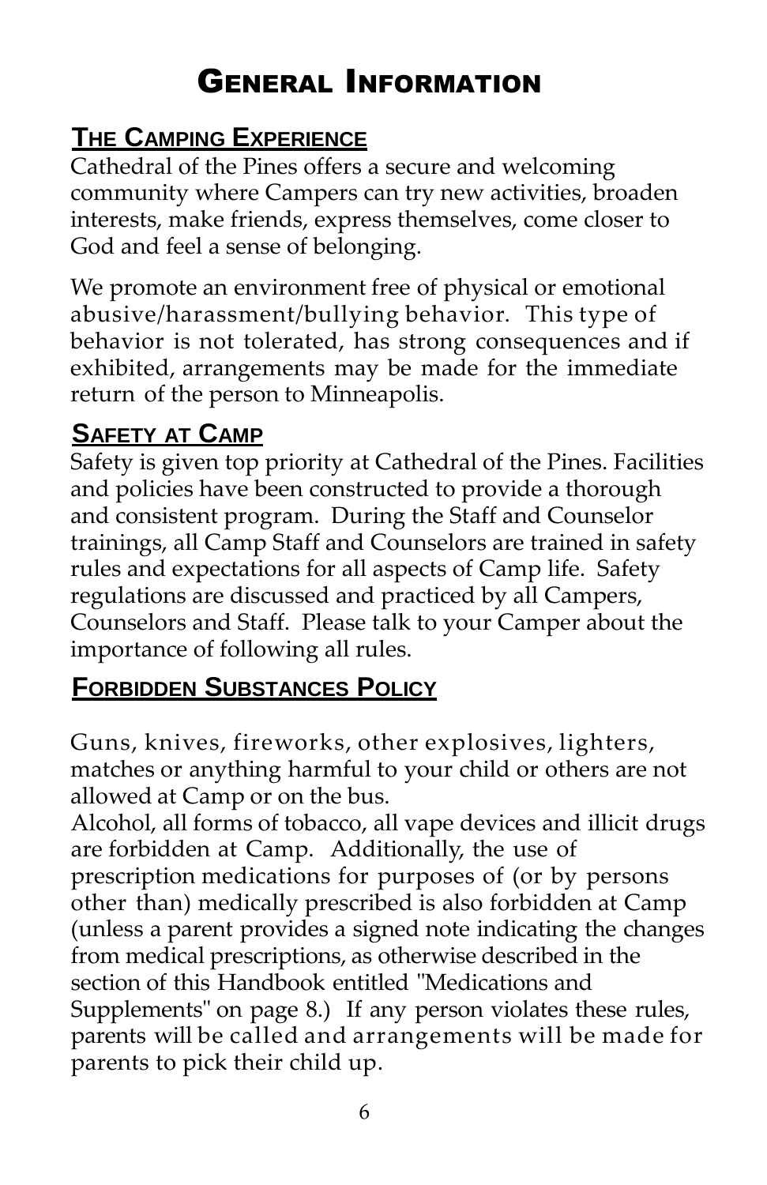# General Information

## The Camping Experience

Cathedral of the Pines offers a secure and welcoming community where Campers can try new activities, broaden interests, make friends, express themselves, come closer to God and feel a sense of belonging.

We promote an environment free of physical or emotional abusive/harassment/bullying behavior. This type of behavior is not tolerated, has strong consequences and if exhibited, arrangements may be made for the immediate return of the person to Minneapolis.

## Safety at Camp

Safety is given top priority at Cathedral of the Pines. Facilities and policies have been constructed to provide a thorough and consistent program. During the Staff and Counselor trainings, all Camp Staff and Counselors are trained in safety rules and expectations for all aspects of Camp life. Safety regulations are discussed and practiced by all Campers, Counselors and Staff. Please talk to your Camper about the importance of following all rules.

## Forbidden Substances Policy

Guns, knives, fireworks, other explosives, lighters, matches or anything harmful to your child or others are not allowed at Camp or on the bus.

Alcohol, all forms of tobacco, all vape devices and illicit drugs are forbidden at Camp. Additionally, the use of prescription medications for purposes of (or by persons other than) medically prescribed is also forbidden at Camp (unless a parent provides a signed note indicating the changes from medical prescriptions, as otherwise described in the section of this Handbook entitled "Medications and Supplements" on page 8.) If any person violates these rules, parents will be called and arrangements will be made for parents to pick their child up.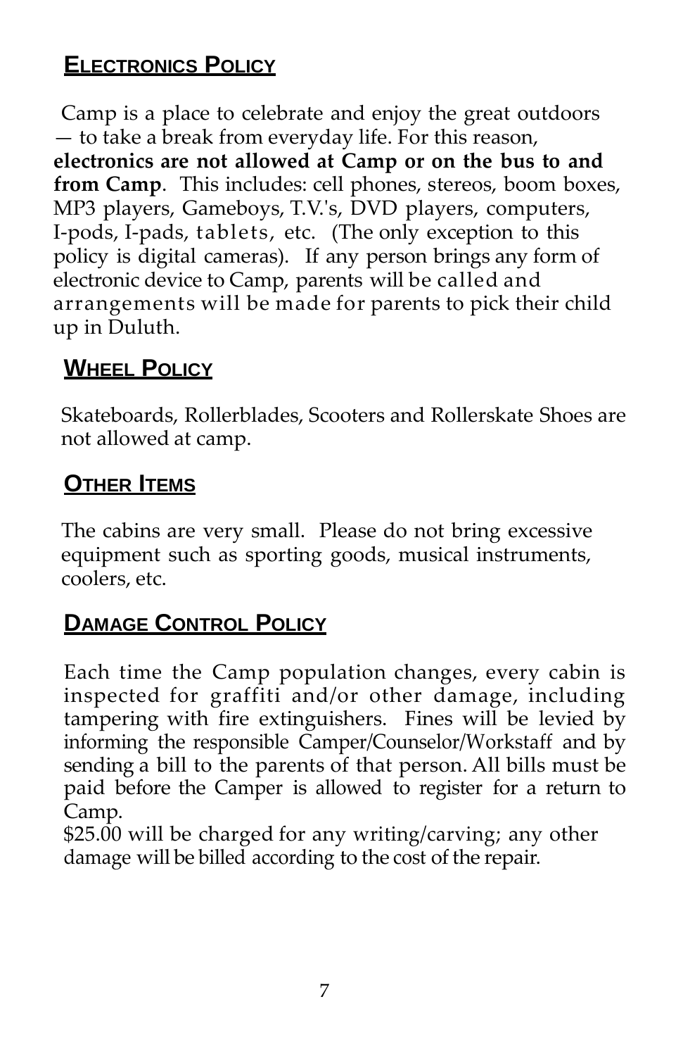## Electronics Policy

Camp is a place to celebrate and enjoy the great outdoors — to take a break from everyday life. For this reason, **electronics are not allowed at Camp or on the bus to and from Camp**. This includes: cell phones, stereos, boom boxes, MP3 players, Gameboys, T.V.'s, DVD players, computers, I-pods, I-pads, tablets, etc. (The only exception to this policy is digital cameras). If any person brings any form of electronic device to Camp, parents will be called and arrangements will be made for parents to pick their child up in Duluth.

## Wheel Policy

Skateboards, Rollerblades, Scooters and Rollerskate Shoes are not allowed at camp.

## Other Items

The cabins are very small. Please do not bring excessive equipment such as sporting goods, musical instruments, coolers, etc.

## Damage Control Policy

Each time the Camp population changes, every cabin is inspected for graffiti and/or other damage, including tampering with fire extinguishers. Fines will be levied by informing the responsible Camper/Counselor/Workstaff and by sending a bill to the parents of that person. All bills must be paid before the Camper is allowed to register for a return to Camp.

$25.00 will be charged for any writing/carving; any other damage will be billed according to the cost of the repair.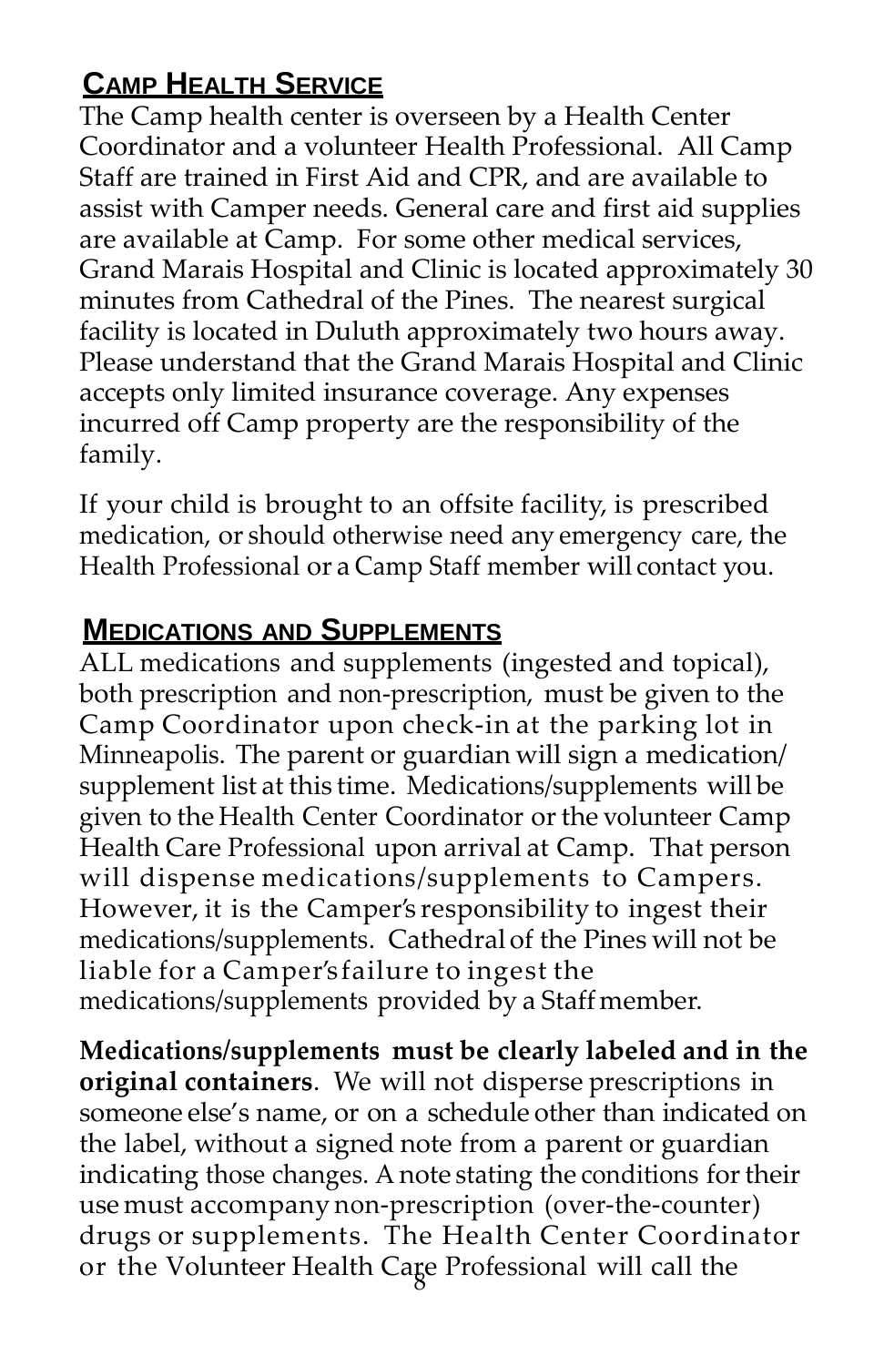## Camp Health Service

The Camp health center is overseen by a Health Center Coordinator and a volunteer Health Professional. All Camp Staff are trained in First Aid and CPR, and are available to assist with Camper needs. General care and first aid supplies are available at Camp. For some other medical services, Grand Marais Hospital and Clinic is located approximately 30 minutes from Cathedral of the Pines. The nearest surgical facility is located in Duluth approximately two hours away. Please understand that the Grand Marais Hospital and Clinic accepts only limited insurance coverage. Any expenses incurred off Camp property are the responsibility of the family.

If your child is brought to an offsite facility, is prescribed medication, or should otherwise need any emergency care, the Health Professional or a Camp Staff member will contact you.

## Medications and Supplements

ALL medications and supplements (ingested and topical), both prescription and non-prescription, must be given to the Camp Coordinator upon check-in at the parking lot in Minneapolis. The parent or guardian will sign a medication/ supplement list at this time. Medications/supplements will be given to the Health Center Coordinator or the volunteer Camp Health Care Professional upon arrival at Camp. That person will dispense medications/supplements to Campers. However, it is the Camper's responsibility to ingest their medications/supplements. Cathedral of the Pines will not be liable for a Camper's failure to ingest the medications/supplements provided by a Staff member.

**Medications/supplements must be clearly labeled and in the original containers**. We will not disperse prescriptions in someone else's name, or on a schedule other than indicated on the label, without a signed note from a parent or guardian indicating those changes. A note stating the conditions for their use must accompany non-prescription (over-the-counter) drugs or supplements. The Health Center Coordinator or the Volunteer Health Care Professional will call the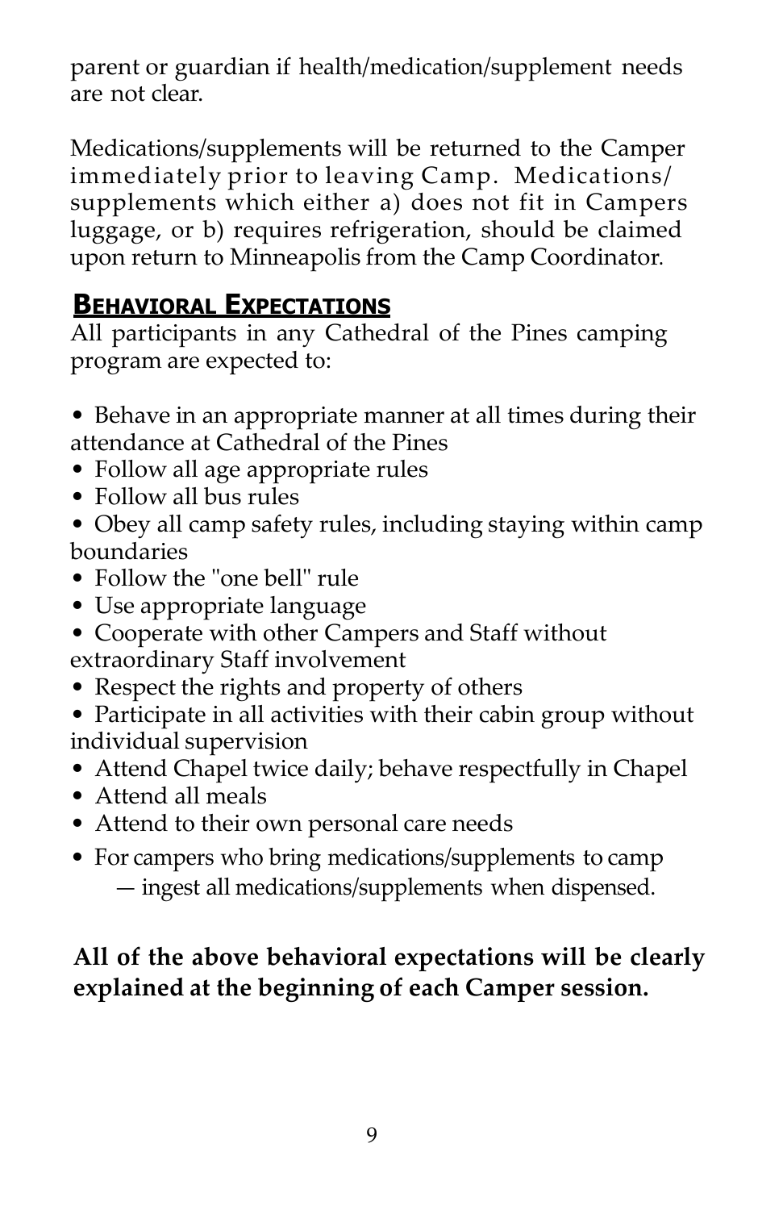parent or guardian if health/medication/supplement needs are not clear.

Medications/supplements will be returned to the Camper immediately prior to leaving Camp. Medications/ supplements which either a) does not fit in Campers luggage, or b) requires refrigeration, should be claimed upon return to Minneapolis from the Camp Coordinator.

## Behavioral Expectations

All participants in any Cathedral of the Pines camping program are expected to:

- Behave in an appropriate manner at all times during their attendance at Cathedral of the Pines
- Follow all age appropriate rules
- Follow all bus rules
- Obey all camp safety rules, including staying within camp boundaries
- Follow the "one bell" rule
- Use appropriate language
- Cooperate with other Campers and Staff without extraordinary Staff involvement
- Respect the rights and property of others
- Participate in all activities with their cabin group without individual supervision
- Attend Chapel twice daily; behave respectfully in Chapel
- Attend all meals
- Attend to their own personal care needs
- For campers who bring medications/supplements to camp — ingest all medications/supplements when dispensed.

**All of the above behavioral expectations will be clearly explained at the beginning of each Camper session.**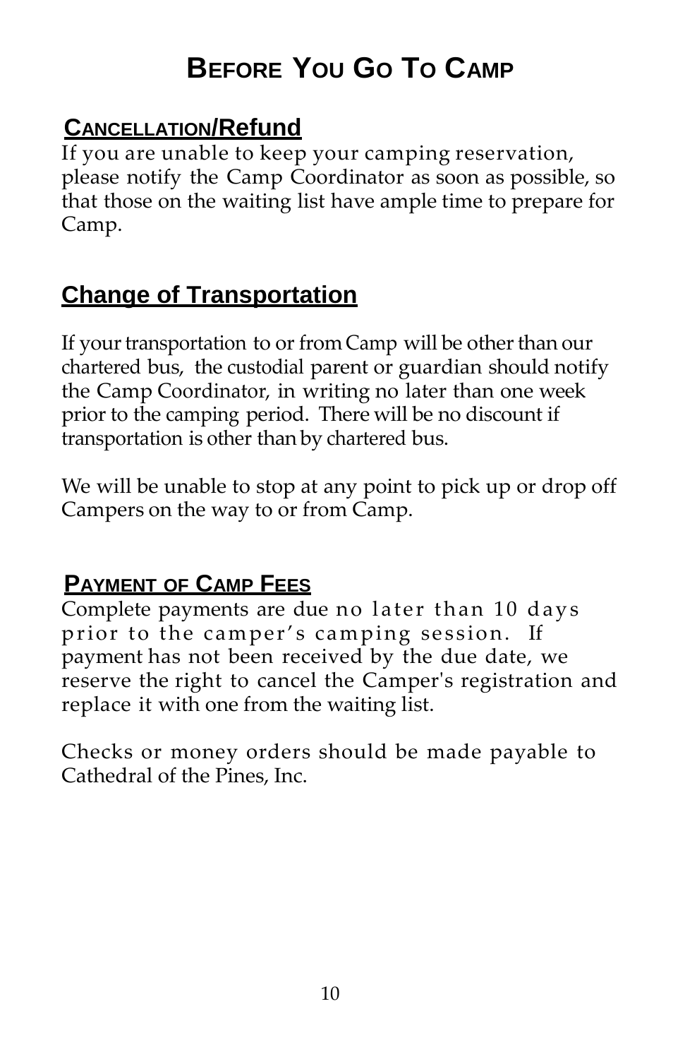# Before You Go To Camp

## Cancellation/Refund

If you are unable to keep your camping reservation, please notify the Camp Coordinator as soon as possible, so that those on the waiting list have ample time to prepare for Camp.

## Change of Transportation

If your transportation to or from Camp will be other than our chartered bus, the custodial parent or guardian should notify the Camp Coordinator, in writing no later than one week prior to the camping period. There will be no discount if transportation is other than by chartered bus.

We will be unable to stop at any point to pick up or drop off Campers on the way to or from Camp.

## Payment of Camp Fees

Complete payments are due no later than 10 days prior to the camper's camping session. If payment has not been received by the due date, we reserve the right to cancel the Camper's registration and replace it with one from the waiting list.

Checks or money orders should be made payable to Cathedral of the Pines, Inc.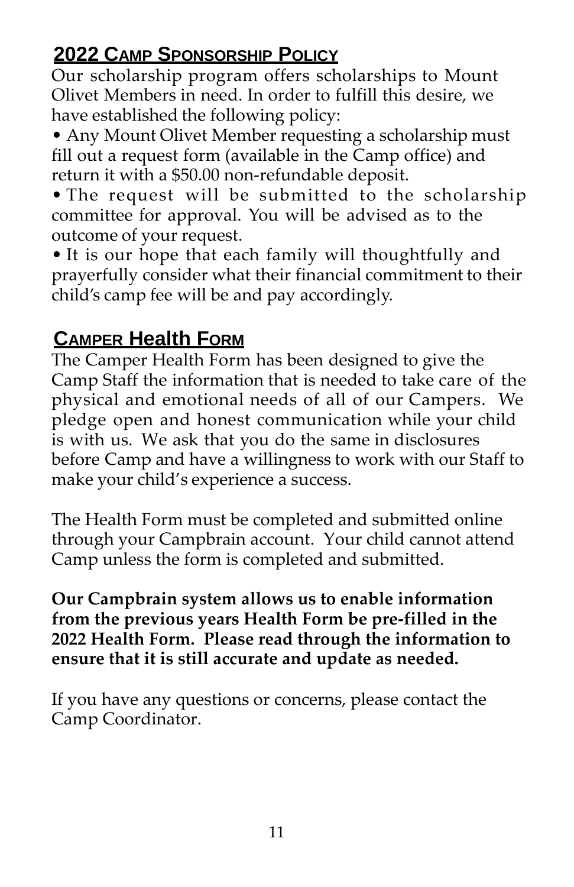## 2022 Camp Sponsorship Policy

Our scholarship program offers scholarships to Mount Olivet Members in need. In order to fulfill this desire, we have established the following policy:

- Any Mount Olivet Member requesting a scholarship must fill out a request form (available in the Camp office) and return it with a $50.00 non-refundable deposit.
- The request will be submitted to the scholarship committee for approval. You will be advised as to the outcome of your request.
- It is our hope that each family will thoughtfully and prayerfully consider what their financial commitment to their child's camp fee will be and pay accordingly.

## Camper Health Form

The Camper Health Form has been designed to give the Camp Staff the information that is needed to take care of the physical and emotional needs of all of our Campers. We pledge open and honest communication while your child is with us. We ask that you do the same in disclosures before Camp and have a willingness to work with our Staff to make your child's experience a success.

The Health Form must be completed and submitted online through your Campbrain account. Your child cannot attend Camp unless the form is completed and submitted.

**Our Campbrain system allows us to enable information from the previous years Health Form be pre-filled in the 2022 Health Form. Please read through the information to ensure that it is still accurate and update as needed.**

If you have any questions or concerns, please contact the Camp Coordinator.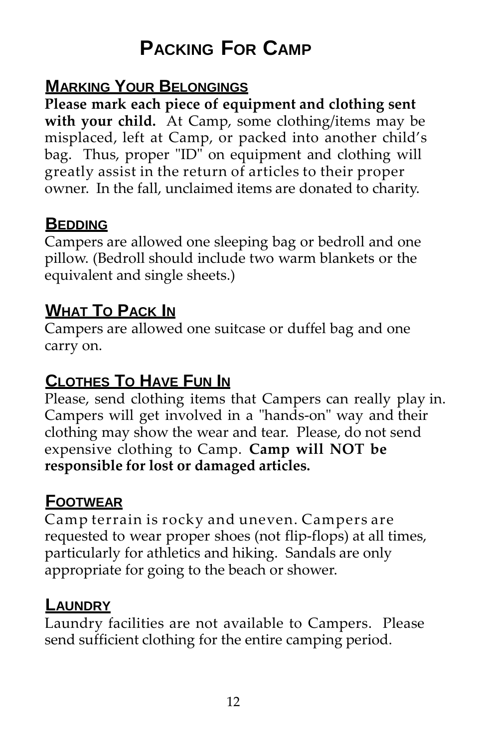# Packing For Camp

## Marking Your Belongings

**Please mark each piece of equipment and clothing sent with your child.** At Camp, some clothing/items may be misplaced, left at Camp, or packed into another child's bag. Thus, proper "ID" on equipment and clothing will greatly assist in the return of articles to their proper owner. In the fall, unclaimed items are donated to charity.

## Bedding

Campers are allowed one sleeping bag or bedroll and one pillow. (Bedroll should include two warm blankets or the equivalent and single sheets.)

## What To Pack In

Campers are allowed one suitcase or duffel bag and one carry on.

## Clothes To Have Fun In

Please, send clothing items that Campers can really play in. Campers will get involved in a "hands-on" way and their clothing may show the wear and tear. Please, do not send expensive clothing to Camp. **Camp will NOT be responsible for lost or damaged articles.**

## Footwear

Camp terrain is rocky and uneven. Campers are requested to wear proper shoes (not flip-flops) at all times, particularly for athletics and hiking. Sandals are only appropriate for going to the beach or shower.

## Laundry

Laundry facilities are not available to Campers. Please send sufficient clothing for the entire camping period.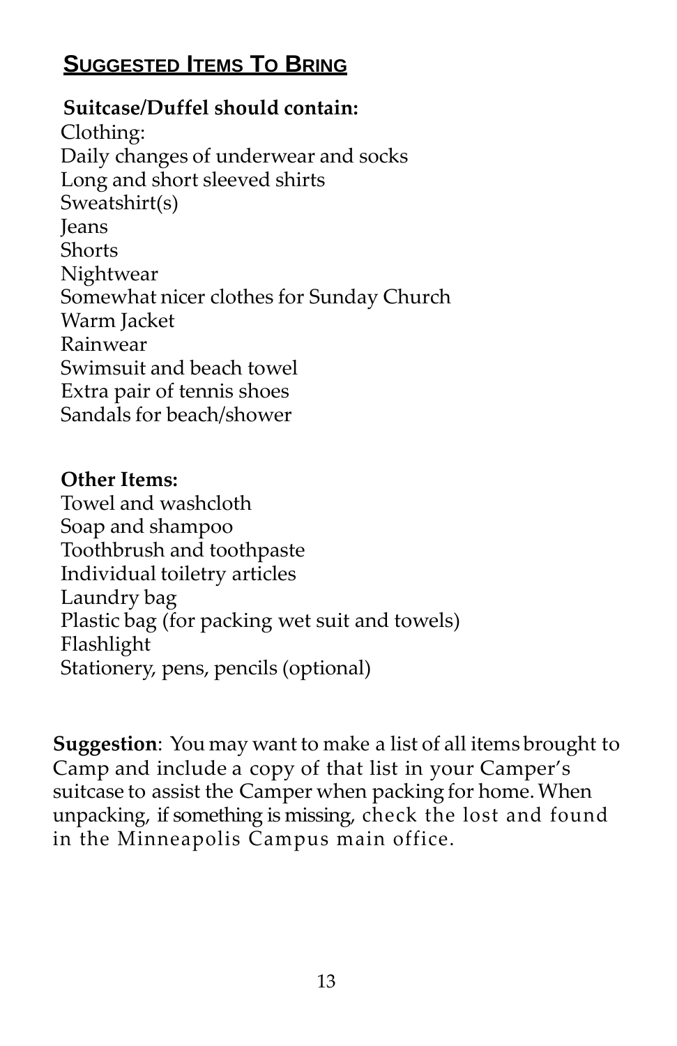## SUGGESTED ITEMS TO BRING

**Suitcase/Duffel should contain:**

Clothing:
Daily changes of underwear and socks
Long and short sleeved shirts
Sweatshirt(s)
Jeans
Shorts
Nightwear
Somewhat nicer clothes for Sunday Church
Warm Jacket
Rainwear
Swimsuit and beach towel
Extra pair of tennis shoes
Sandals for beach/shower

**Other Items:**

Towel and washcloth
Soap and shampoo
Toothbrush and toothpaste
Individual toiletry articles
Laundry bag
Plastic bag (for packing wet suit and towels)
Flashlight
Stationery, pens, pencils (optional)

**Suggestion**: You may want to make a list of all items brought to Camp and include a copy of that list in your Camper's suitcase to assist the Camper when packing for home. When unpacking, if something is missing, check the lost and found in the Minneapolis Campus main office.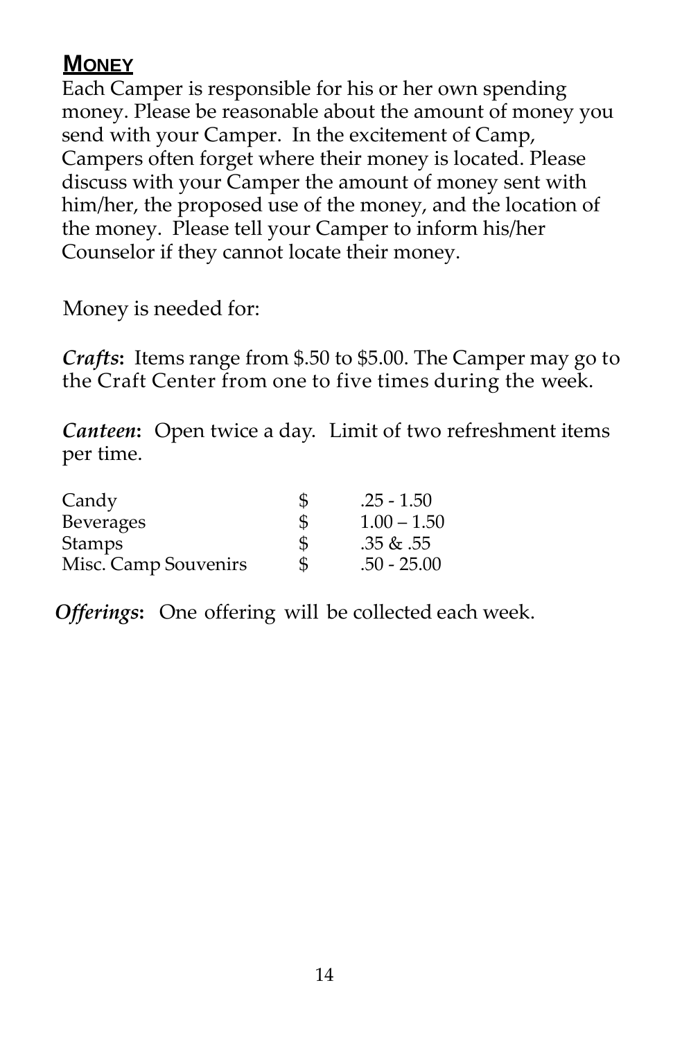## Money

Each Camper is responsible for his or her own spending money. Please be reasonable about the amount of money you send with your Camper. In the excitement of Camp, Campers often forget where their money is located. Please discuss with your Camper the amount of money sent with him/her, the proposed use of the money, and the location of the money. Please tell your Camper to inform his/her Counselor if they cannot locate their money.

Money is needed for:

***Crafts*:** Items range from $.50 to $5.00. The Camper may go to the Craft Center from one to five times during the week.

***Canteen*:** Open twice a day. Limit of two refreshment items per time.

| | | |
|---|---|---|
| Candy | $ | .25 - 1.50 |
| Beverages | $ | 1.00 – 1.50 |
| Stamps | $ | .35 & .55 |
| Misc. Camp Souvenirs | $ | .50 - 25.00 |

***Offerings*:** One offering will be collected each week.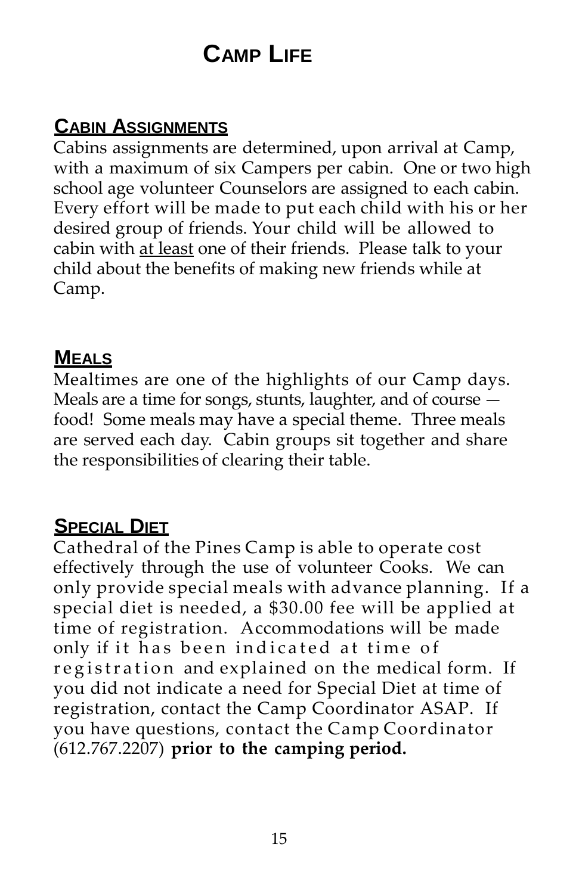# Camp Life

## Cabin Assignments

Cabins assignments are determined, upon arrival at Camp, with a maximum of six Campers per cabin. One or two high school age volunteer Counselors are assigned to each cabin. Every effort will be made to put each child with his or her desired group of friends. Your child will be allowed to cabin with <u>at least</u> one of their friends. Please talk to your child about the benefits of making new friends while at Camp.

## Meals

Mealtimes are one of the highlights of our Camp days. Meals are a time for songs, stunts, laughter, and of course — food! Some meals may have a special theme. Three meals are served each day. Cabin groups sit together and share the responsibilities of clearing their table.

## Special Diet

Cathedral of the Pines Camp is able to operate cost effectively through the use of volunteer Cooks. We can only provide special meals with advance planning. If a special diet is needed, a $30.00 fee will be applied at time of registration. Accommodations will be made only if it has been indicated at time of registration and explained on the medical form. If you did not indicate a need for Special Diet at time of registration, contact the Camp Coordinator ASAP. If you have questions, contact the Camp Coordinator (612.767.2207) **prior to the camping period.**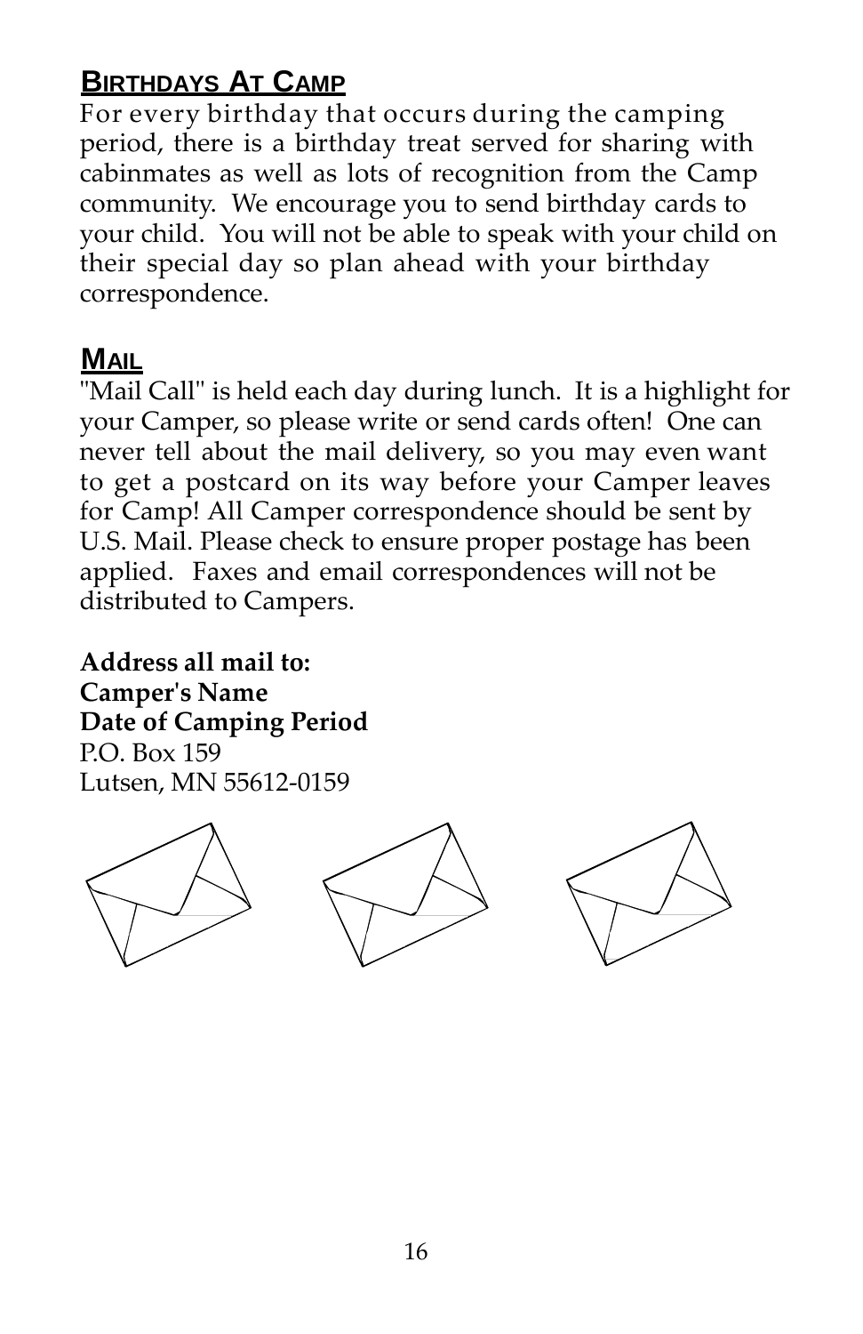## Birthdays At Camp

For every birthday that occurs during the camping period, there is a birthday treat served for sharing with cabinmates as well as lots of recognition from the Camp community. We encourage you to send birthday cards to your child. You will not be able to speak with your child on their special day so plan ahead with your birthday correspondence.

## Mail

"Mail Call" is held each day during lunch. It is a highlight for your Camper, so please write or send cards often! One can never tell about the mail delivery, so you may even want to get a postcard on its way before your Camper leaves for Camp! All Camper correspondence should be sent by U.S. Mail. Please check to ensure proper postage has been applied. Faxes and email correspondences will not be distributed to Campers.

**Address all mail to:**
**Camper's Name**
**Date of Camping Period**
P.O. Box 159
Lutsen, MN 55612-0159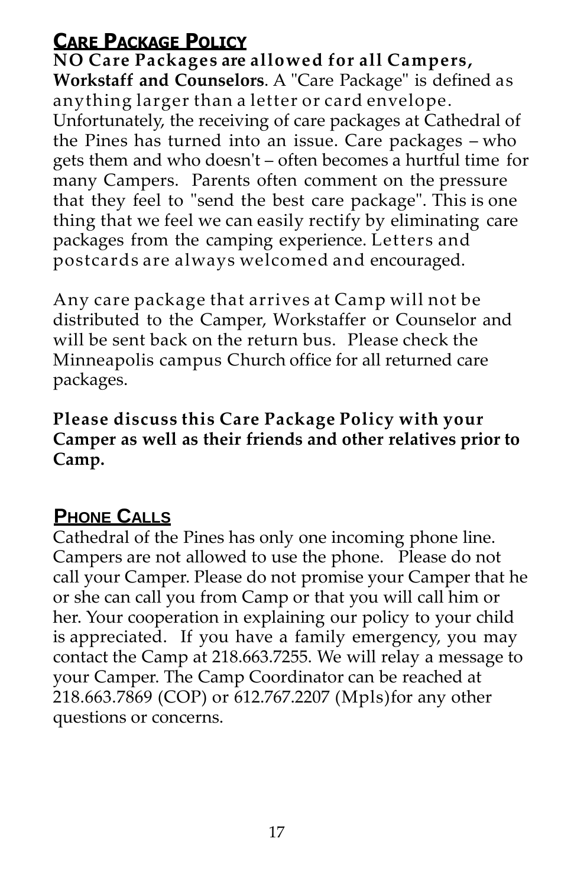## Care Package Policy

**NO Care Packages are allowed for all Campers, Workstaff and Counselors**. A "Care Package" is defined as anything larger than a letter or card envelope. Unfortunately, the receiving of care packages at Cathedral of the Pines has turned into an issue. Care packages – who gets them and who doesn't – often becomes a hurtful time for many Campers. Parents often comment on the pressure that they feel to "send the best care package". This is one thing that we feel we can easily rectify by eliminating care packages from the camping experience. Letters and postcards are always welcomed and encouraged.

Any care package that arrives at Camp will not be distributed to the Camper, Workstaffer or Counselor and will be sent back on the return bus. Please check the Minneapolis campus Church office for all returned care packages.

**Please discuss this Care Package Policy with your Camper as well as their friends and other relatives prior to Camp.**

## Phone Calls

Cathedral of the Pines has only one incoming phone line. Campers are not allowed to use the phone. Please do not call your Camper. Please do not promise your Camper that he or she can call you from Camp or that you will call him or her. Your cooperation in explaining our policy to your child is appreciated. If you have a family emergency, you may contact the Camp at 218.663.7255. We will relay a message to your Camper. The Camp Coordinator can be reached at 218.663.7869 (COP) or 612.767.2207 (Mpls)for any other questions or concerns.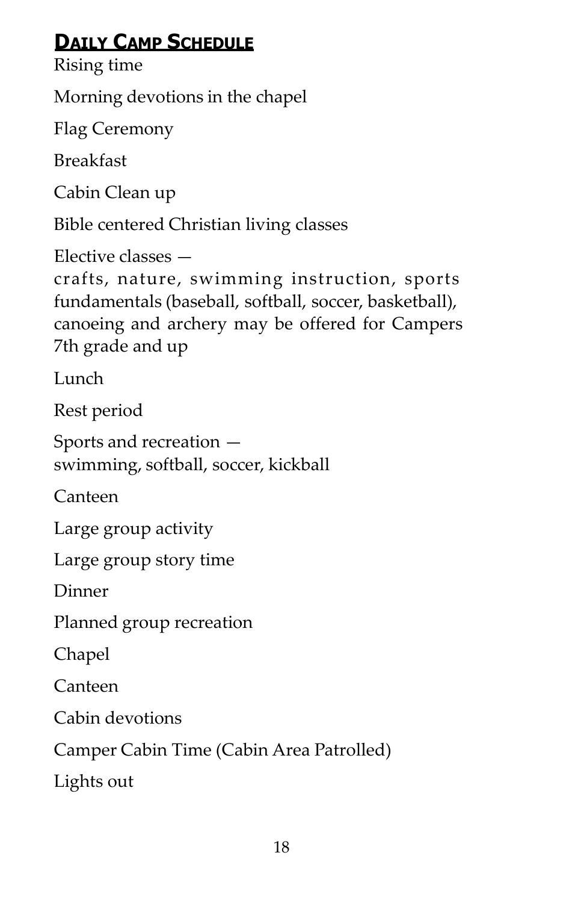## Daily Camp Schedule

Rising time

Morning devotions in the chapel

Flag Ceremony

Breakfast

Cabin Clean up

Bible centered Christian living classes

Elective classes —
crafts, nature, swimming instruction, sports fundamentals (baseball, softball, soccer, basketball), canoeing and archery may be offered for Campers 7th grade and up

Lunch

Rest period

Sports and recreation —
swimming, softball, soccer, kickball

Canteen

Large group activity

Large group story time

Dinner

Planned group recreation

Chapel

Canteen

Cabin devotions

Camper Cabin Time (Cabin Area Patrolled)

Lights out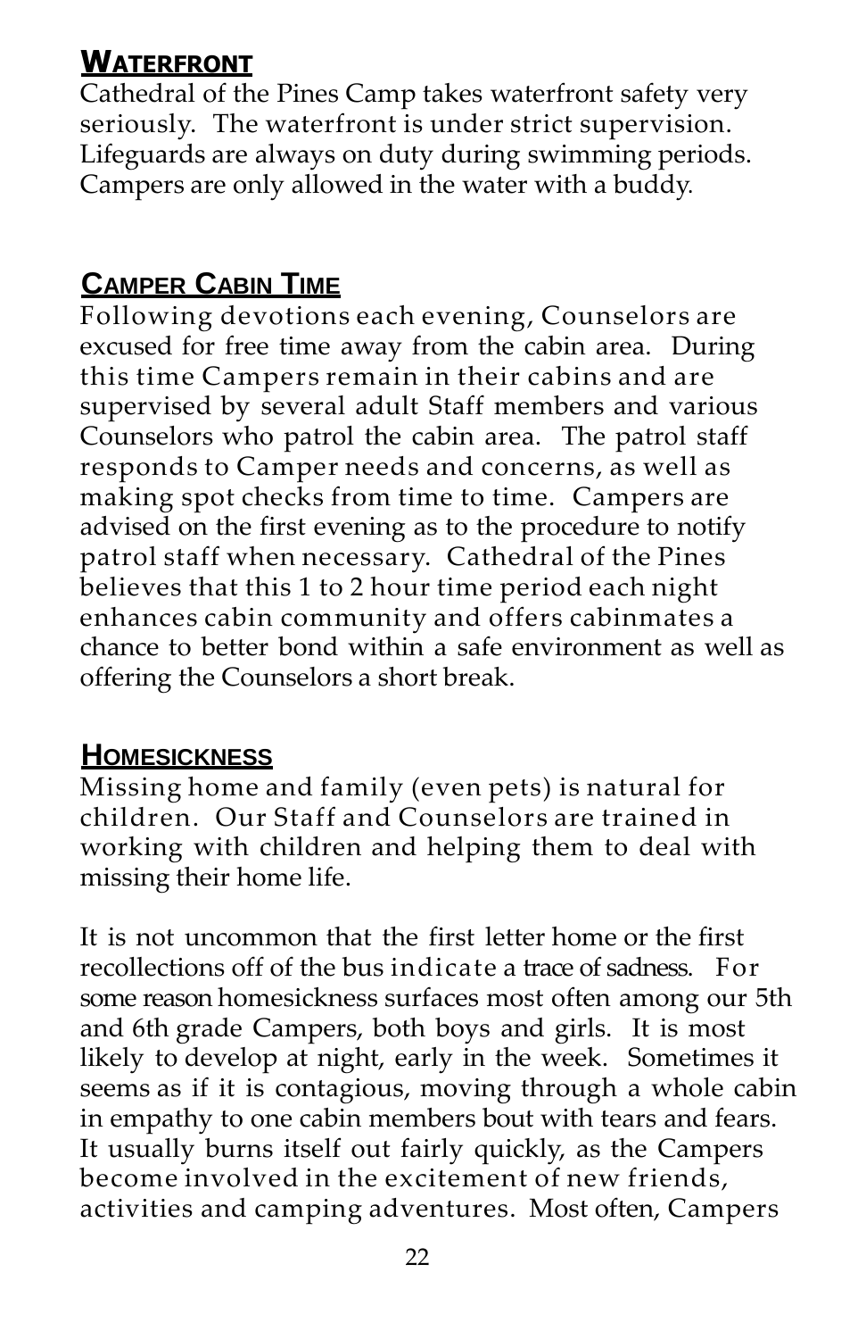## Waterfront

Cathedral of the Pines Camp takes waterfront safety very seriously. The waterfront is under strict supervision. Lifeguards are always on duty during swimming periods. Campers are only allowed in the water with a buddy.

## Camper Cabin Time

Following devotions each evening, Counselors are excused for free time away from the cabin area. During this time Campers remain in their cabins and are supervised by several adult Staff members and various Counselors who patrol the cabin area. The patrol staff responds to Camper needs and concerns, as well as making spot checks from time to time. Campers are advised on the first evening as to the procedure to notify patrol staff when necessary. Cathedral of the Pines believes that this 1 to 2 hour time period each night enhances cabin community and offers cabinmates a chance to better bond within a safe environment as well as offering the Counselors a short break.

## Homesickness

Missing home and family (even pets) is natural for children. Our Staff and Counselors are trained in working with children and helping them to deal with missing their home life.

It is not uncommon that the first letter home or the first recollections off of the bus indicate a trace of sadness. For some reason homesickness surfaces most often among our 5th and 6th grade Campers, both boys and girls. It is most likely to develop at night, early in the week. Sometimes it seems as if it is contagious, moving through a whole cabin in empathy to one cabin members bout with tears and fears. It usually burns itself out fairly quickly, as the Campers become involved in the excitement of new friends, activities and camping adventures. Most often, Campers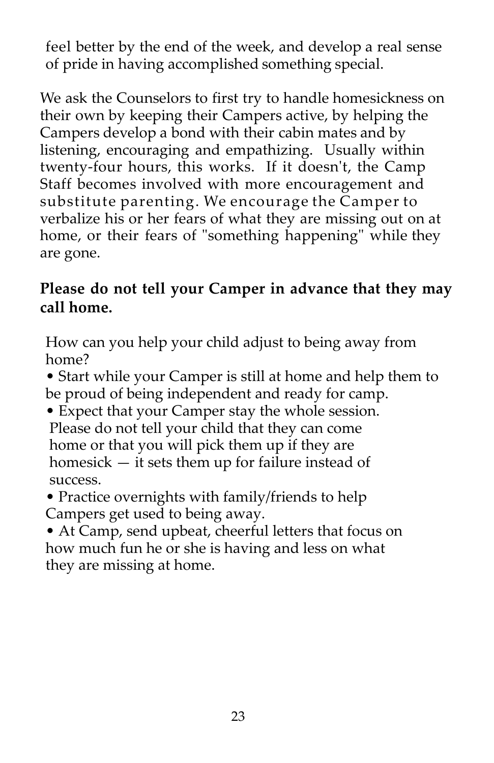feel better by the end of the week, and develop a real sense of pride in having accomplished something special.

We ask the Counselors to first try to handle homesickness on their own by keeping their Campers active, by helping the Campers develop a bond with their cabin mates and by listening, encouraging and empathizing. Usually within twenty-four hours, this works. If it doesn't, the Camp Staff becomes involved with more encouragement and substitute parenting. We encourage the Camper to verbalize his or her fears of what they are missing out on at home, or their fears of "something happening" while they are gone.

**Please do not tell your Camper in advance that they may call home.**

How can you help your child adjust to being away from home?

- Start while your Camper is still at home and help them to be proud of being independent and ready for camp.
- Expect that your Camper stay the whole session. Please do not tell your child that they can come home or that you will pick them up if they are homesick — it sets them up for failure instead of success.
- Practice overnights with family/friends to help Campers get used to being away.
- At Camp, send upbeat, cheerful letters that focus on how much fun he or she is having and less on what they are missing at home.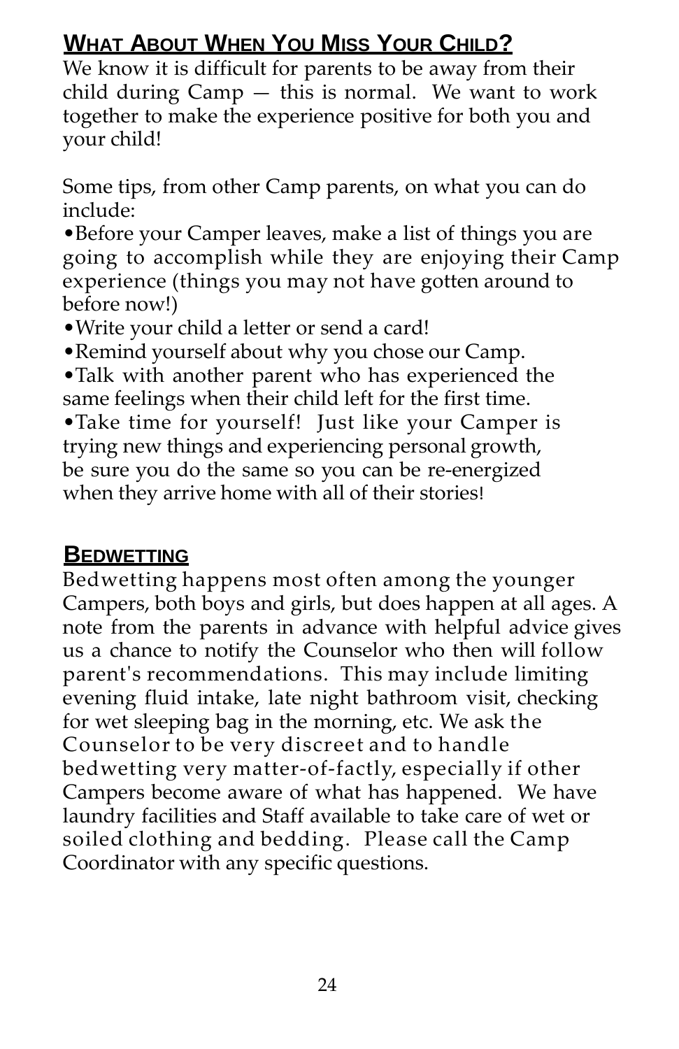## What About When You Miss Your Child?

We know it is difficult for parents to be away from their child during Camp — this is normal. We want to work together to make the experience positive for both you and your child!

Some tips, from other Camp parents, on what you can do include:

- Before your Camper leaves, make a list of things you are going to accomplish while they are enjoying their Camp experience (things you may not have gotten around to before now!)
- Write your child a letter or send a card!
- Remind yourself about why you chose our Camp.
- Talk with another parent who has experienced the same feelings when their child left for the first time.
- Take time for yourself! Just like your Camper is trying new things and experiencing personal growth, be sure you do the same so you can be re-energized when they arrive home with all of their stories!

## Bedwetting

Bedwetting happens most often among the younger Campers, both boys and girls, but does happen at all ages. A note from the parents in advance with helpful advice gives us a chance to notify the Counselor who then will follow parent's recommendations. This may include limiting evening fluid intake, late night bathroom visit, checking for wet sleeping bag in the morning, etc. We ask the Counselor to be very discreet and to handle bedwetting very matter-of-factly, especially if other Campers become aware of what has happened. We have laundry facilities and Staff available to take care of wet or soiled clothing and bedding. Please call the Camp Coordinator with any specific questions.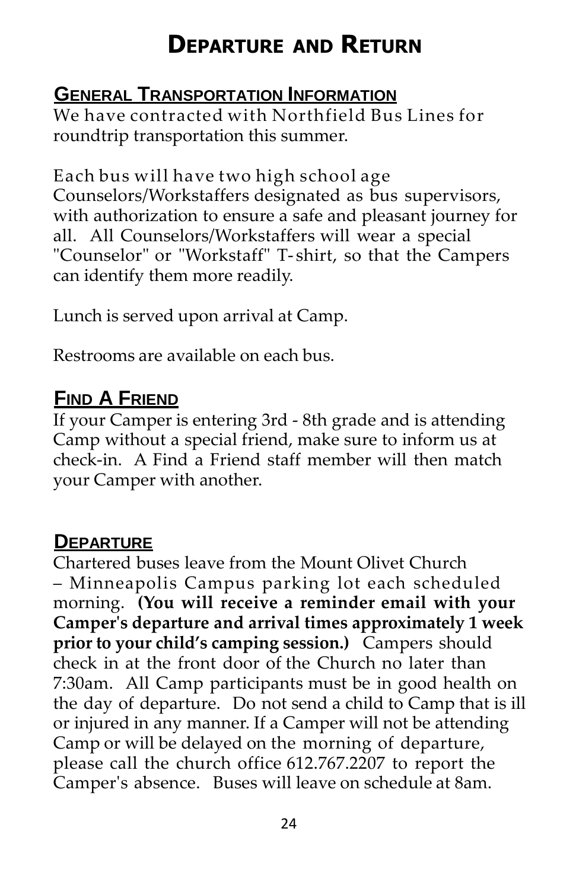# Departure and Return

## General Transportation Information

We have contracted with Northfield Bus Lines for roundtrip transportation this summer.

Each bus will have two high school age Counselors/Workstaffers designated as bus supervisors, with authorization to ensure a safe and pleasant journey for all. All Counselors/Workstaffers will wear a special "Counselor" or "Workstaff" T-shirt, so that the Campers can identify them more readily.

Lunch is served upon arrival at Camp.

Restrooms are available on each bus.

## Find A Friend

If your Camper is entering 3rd - 8th grade and is attending Camp without a special friend, make sure to inform us at check-in. A Find a Friend staff member will then match your Camper with another.

## Departure

Chartered buses leave from the Mount Olivet Church – Minneapolis Campus parking lot each scheduled morning. **(You will receive a reminder email with your Camper's departure and arrival times approximately 1 week prior to your child's camping session.)** Campers should check in at the front door of the Church no later than 7:30am. All Camp participants must be in good health on the day of departure. Do not send a child to Camp that is ill or injured in any manner. If a Camper will not be attending Camp or will be delayed on the morning of departure, please call the church office 612.767.2207 to report the Camper's absence. Buses will leave on schedule at 8am.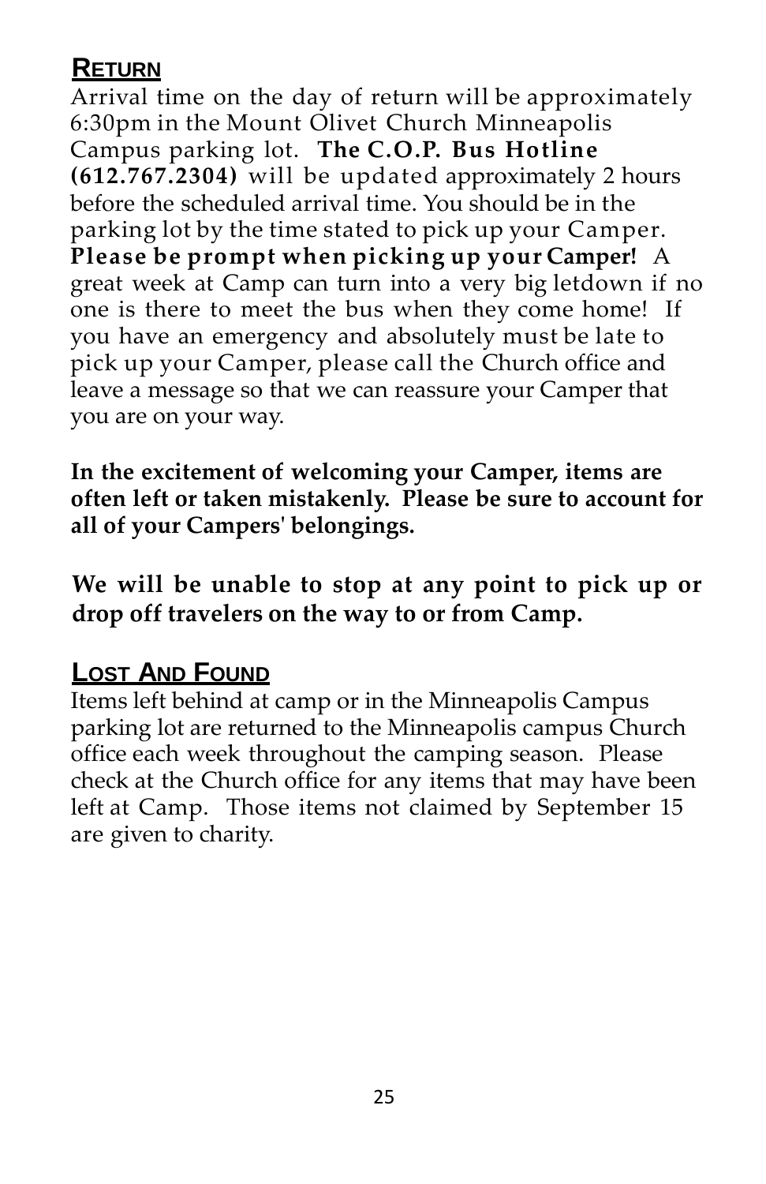## Return

Arrival time on the day of return will be approximately 6:30pm in the Mount Olivet Church Minneapolis Campus parking lot. **The C.O.P. Bus Hotline (612.767.2304)** will be updated approximately 2 hours before the scheduled arrival time. You should be in the parking lot by the time stated to pick up your Camper. **Please be prompt when picking up your Camper!** A great week at Camp can turn into a very big letdown if no one is there to meet the bus when they come home! If you have an emergency and absolutely must be late to pick up your Camper, please call the Church office and leave a message so that we can reassure your Camper that you are on your way.

**In the excitement of welcoming your Camper, items are often left or taken mistakenly. Please be sure to account for all of your Campers' belongings.**

**We will be unable to stop at any point to pick up or drop off travelers on the way to or from Camp.**

## Lost And Found

Items left behind at camp or in the Minneapolis Campus parking lot are returned to the Minneapolis campus Church office each week throughout the camping season. Please check at the Church office for any items that may have been left at Camp. Those items not claimed by September 15 are given to charity.